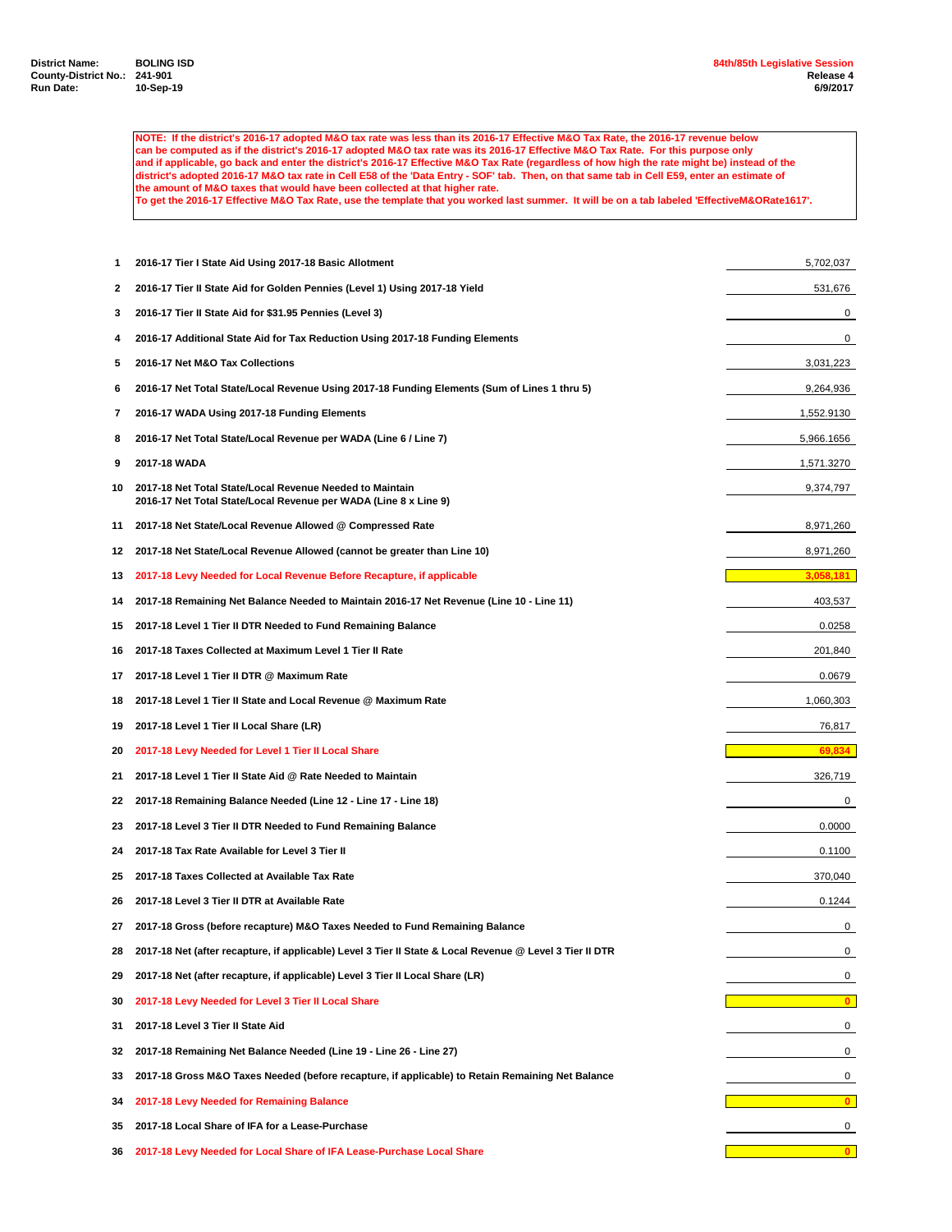| | |
|---|---|
| **District Name:** | **BOLING ISD** |
| **County-District No.:** | **241-901** |
| **Run Date:** | **10-Sep-19** |

**84th/85th Legislative Session**
**Release 4**
**6/9/2017**

**NOTE: If the district's 2016-17 adopted M&O tax rate was less than its 2016-17 Effective M&O Tax Rate, the 2016-17 revenue below can be computed as if the district's 2016-17 adopted M&O tax rate was its 2016-17 Effective M&O Tax Rate. For this purpose only and if applicable, go back and enter the district's 2016-17 Effective M&O Tax Rate (regardless of how high the rate might be) instead of the district's adopted 2016-17 M&O tax rate in Cell E58 of the 'Data Entry - SOF' tab. Then, on that same tab in Cell E59, enter an estimate of the amount of M&O taxes that would have been collected at that higher rate.**
**To get the 2016-17 Effective M&O Tax Rate, use the template that you worked last summer. It will be on a tab labeled 'EffectiveM&ORate1617'.**

| Line | Description | Amount |
|---|---|---|
| 1 | **2016-17 Tier I State Aid Using 2017-18 Basic Allotment** | 5,702,037 |
| 2 | **2016-17 Tier II State Aid for Golden Pennies (Level 1) Using 2017-18 Yield** | 531,676 |
| 3 | **2016-17 Tier II State Aid for $31.95 Pennies (Level 3)** | 0 |
| 4 | **2016-17 Additional State Aid for Tax Reduction Using 2017-18 Funding Elements** | 0 |
| 5 | **2016-17 Net M&O Tax Collections** | 3,031,223 |
| 6 | **2016-17 Net Total State/Local Revenue Using 2017-18 Funding Elements (Sum of Lines 1 thru 5)** | 9,264,936 |
| 7 | **2016-17 WADA Using 2017-18 Funding Elements** | 1,552.9130 |
| 8 | **2016-17 Net Total State/Local Revenue per WADA (Line 6 / Line 7)** | 5,966.1656 |
| 9 | **2017-18 WADA** | 1,571.3270 |
| 10 | **2017-18 Net Total State/Local Revenue Needed to Maintain 2016-17 Net Total State/Local Revenue per WADA (Line 8 x Line 9)** | 9,374,797 |
| 11 | **2017-18 Net State/Local Revenue Allowed @ Compressed Rate** | 8,971,260 |
| 12 | **2017-18 Net State/Local Revenue Allowed (cannot be greater than Line 10)** | 8,971,260 |
| 13 | **2017-18 Levy Needed for Local Revenue Before Recapture, if applicable** | **3,058,181** |
| 14 | **2017-18 Remaining Net Balance Needed to Maintain 2016-17 Net Revenue (Line 10 - Line 11)** | 403,537 |
| 15 | **2017-18 Level 1 Tier II DTR Needed to Fund Remaining Balance** | 0.0258 |
| 16 | **2017-18 Taxes Collected at Maximum Level 1 Tier II Rate** | 201,840 |
| 17 | **2017-18 Level 1 Tier II DTR @ Maximum Rate** | 0.0679 |
| 18 | **2017-18 Level 1 Tier II State and Local Revenue @ Maximum Rate** | 1,060,303 |
| 19 | **2017-18 Level 1 Tier II Local Share (LR)** | 76,817 |
| 20 | **2017-18 Levy Needed for Level 1 Tier II Local Share** | **69,834** |
| 21 | **2017-18 Level 1 Tier II State Aid @ Rate Needed to Maintain** | 326,719 |
| 22 | **2017-18 Remaining Balance Needed (Line 12 - Line 17 - Line 18)** | 0 |
| 23 | **2017-18 Level 3 Tier II DTR Needed to Fund Remaining Balance** | 0.0000 |
| 24 | **2017-18 Tax Rate Available for Level 3 Tier II** | 0.1100 |
| 25 | **2017-18 Taxes Collected at Available Tax Rate** | 370,040 |
| 26 | **2017-18 Level 3 Tier II DTR at Available Rate** | 0.1244 |
| 27 | **2017-18 Gross (before recapture) M&O Taxes Needed to Fund Remaining Balance** | 0 |
| 28 | **2017-18 Net (after recapture, if applicable) Level 3 Tier II State & Local Revenue @ Level 3 Tier II DTR** | 0 |
| 29 | **2017-18 Net (after recapture, if applicable) Level 3 Tier II Local Share (LR)** | 0 |
| 30 | **2017-18 Levy Needed for Level 3 Tier II Local Share** | **0** |
| 31 | **2017-18 Level 3 Tier II State Aid** | 0 |
| 32 | **2017-18 Remaining Net Balance Needed (Line 19 - Line 26 - Line 27)** | 0 |
| 33 | **2017-18 Gross M&O Taxes Needed (before recapture, if applicable) to Retain Remaining Net Balance** | 0 |
| 34 | **2017-18 Levy Needed for Remaining Balance** | **0** |
| 35 | **2017-18 Local Share of IFA for a Lease-Purchase** | 0 |
| 36 | **2017-18 Levy Needed for Local Share of IFA Lease-Purchase Local Share** | **0** |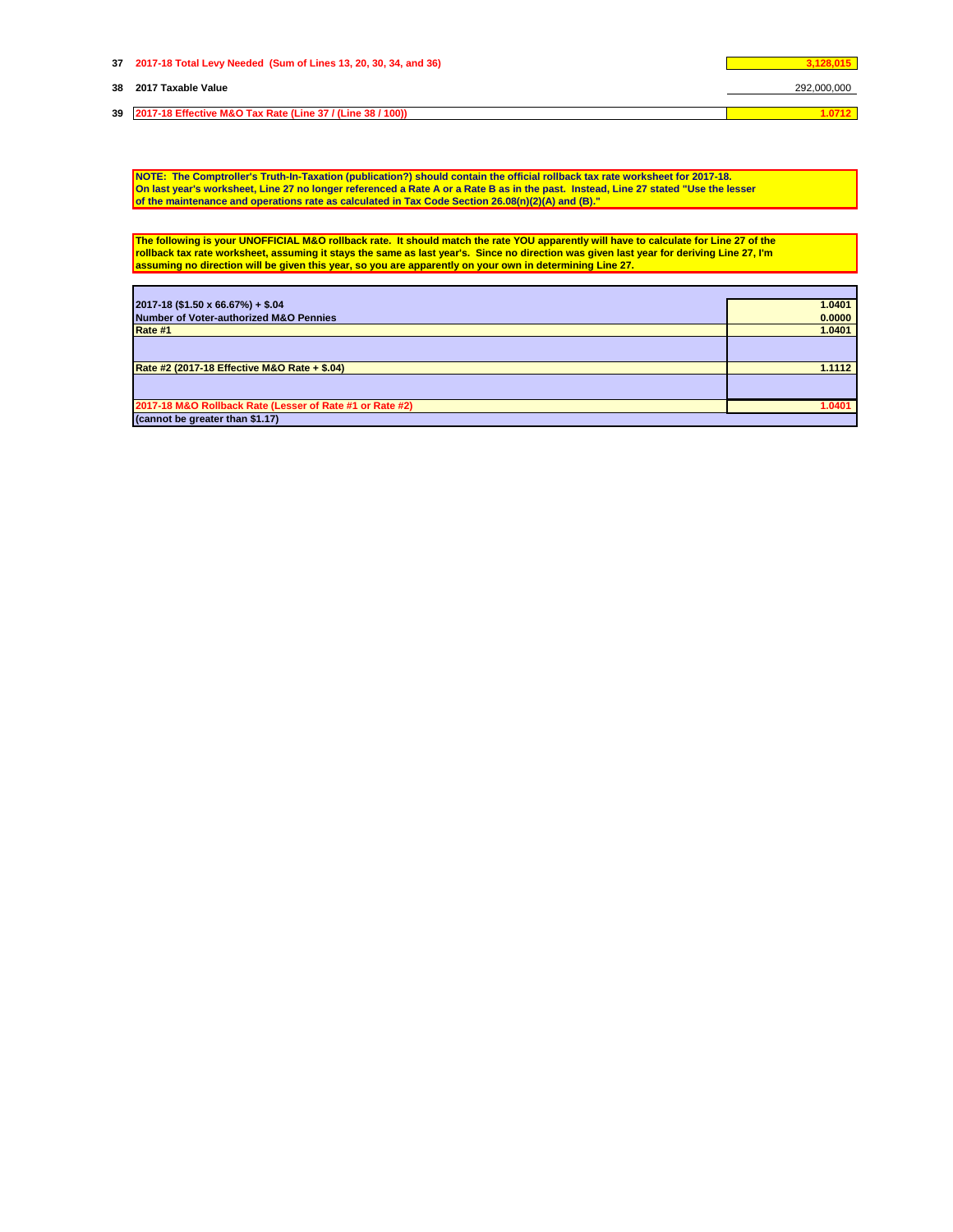| | | |
|---|---|---|
| 37 | **2017-18 Total Levy Needed (Sum of Lines 13, 20, 30, 34, and 36)** | **3,128,015** |
| 38 | **2017 Taxable Value** | 292,000,000 |
| 39 | **2017-18 Effective M&O Tax Rate (Line 37 / (Line 38 / 100))** | **1.0712** |

**NOTE: The Comptroller's Truth-In-Taxation (publication?) should contain the official rollback tax rate worksheet for 2017-18. On last year's worksheet, Line 27 no longer referenced a Rate A or a Rate B as in the past. Instead, Line 27 stated "Use the lesser of the maintenance and operations rate as calculated in Tax Code Section 26.08(n)(2)(A) and (B)."**

**The following is your UNOFFICIAL M&O rollback rate. It should match the rate YOU apparently will have to calculate for Line 27 of the rollback tax rate worksheet, assuming it stays the same as last year's. Since no direction was given last year for deriving Line 27, I'm assuming no direction will be given this year, so you are apparently on your own in determining Line 27.**

| | |
|---|---|
| **2017-18 ($1.50 x 66.67%) + $.04** | **1.0401** |
| **Number of Voter-authorized M&O Pennies** | **0.0000** |
| **Rate #1** | **1.0401** |
| | |
| **Rate #2 (2017-18 Effective M&O Rate + $.04)** | **1.1112** |
| | |
| **2017-18 M&O Rollback Rate (Lesser of Rate #1 or Rate #2)** | **1.0401** |
| **(cannot be greater than $1.17)** | |